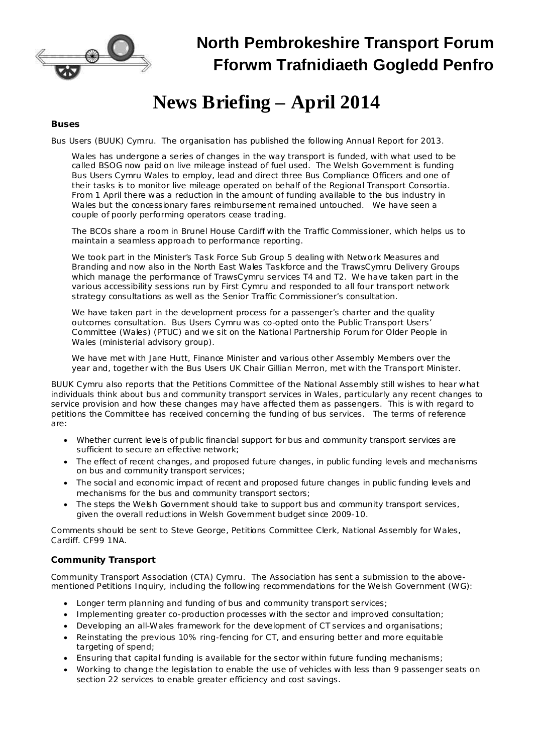# North Pembrokeshire Transport Forum
# Fforwm Trafnidiaeth Gogledd Penfro

# News Briefing – April 2014

### Buses

Bus Users (BUUK) Cymru. The organisation has published the following Annual Report for 2013.

> Wales has undergone a series of changes in the way transport is funded, with what used to be called BSOG now paid on live mileage instead of fuel used. The Welsh Government is funding Bus Users Cymru Wales to employ, lead and direct three Bus Compliance Officers and one of their tasks is to monitor live mileage operated on behalf of the Regional Transport Consortia. From 1 April there was a reduction in the amount of funding available to the bus industry in Wales but the concessionary fares reimbursement remained untouched. We have seen a couple of poorly performing operators cease trading.
>
> The BCOs share a room in Brunel House Cardiff with the Traffic Commissioner, which helps us to maintain a seamless approach to performance reporting.
>
> We took part in the Minister's Task Force Sub Group 5 dealing with Network Measures and Branding and now also in the North East Wales Taskforce and the TrawsCymru Delivery Groups which manage the performance of TrawsCymru services T4 and T2. We have taken part in the various accessibility sessions run by First Cymru and responded to all four transport network strategy consultations as well as the Senior Traffic Commissioner's consultation.
>
> We have taken part in the development process for a passenger's charter and the quality outcomes consultation. Bus Users Cymru was co-opted onto the Public Transport Users' Committee (Wales) (PTUC) and we sit on the National Partnership Forum for Older People in Wales (ministerial advisory group).
>
> We have met with Jane Hutt, Finance Minister and various other Assembly Members over the year and, together with the Bus Users UK Chair Gillian Merron, met with the Transport Minister.

BUUK Cymru also reports that the Petitions Committee of the National Assembly still wishes to hear what individuals think about bus and community transport services in Wales, particularly any recent changes to service provision and how these changes may have affected them as passengers. This is with regard to petitions the Committee has received concerning the funding of bus services. The terms of reference are:

- Whether current levels of public financial support for bus and community transport services are sufficient to secure an effective network;
- The effect of recent changes, and proposed future changes, in public funding levels and mechanisms on bus and community transport services;
- The social and economic impact of recent and proposed future changes in public funding levels and mechanisms for the bus and community transport sectors;
- The steps the Welsh Government should take to support bus and community transport services, given the overall reductions in Welsh Government budget since 2009-10.

Comments should be sent to Steve George, Petitions Committee Clerk, National Assembly for Wales, Cardiff. CF99 1NA.

### Community Transport

Community Transport Association (CTA) Cymru. The Association has sent a submission to the above-mentioned Petitions Inquiry, including the following recommendations for the Welsh Government (WG):

- Longer term planning and funding of bus and community transport services;
- Implementing greater co-production processes with the sector and improved consultation;
- Developing an all-Wales framework for the development of CT services and organisations;
- Reinstating the previous 10% ring-fencing for CT, and ensuring better and more equitable targeting of spend;
- Ensuring that capital funding is available for the sector within future funding mechanisms;
- Working to change the legislation to enable the use of vehicles with less than 9 passenger seats on section 22 services to enable greater efficiency and cost savings.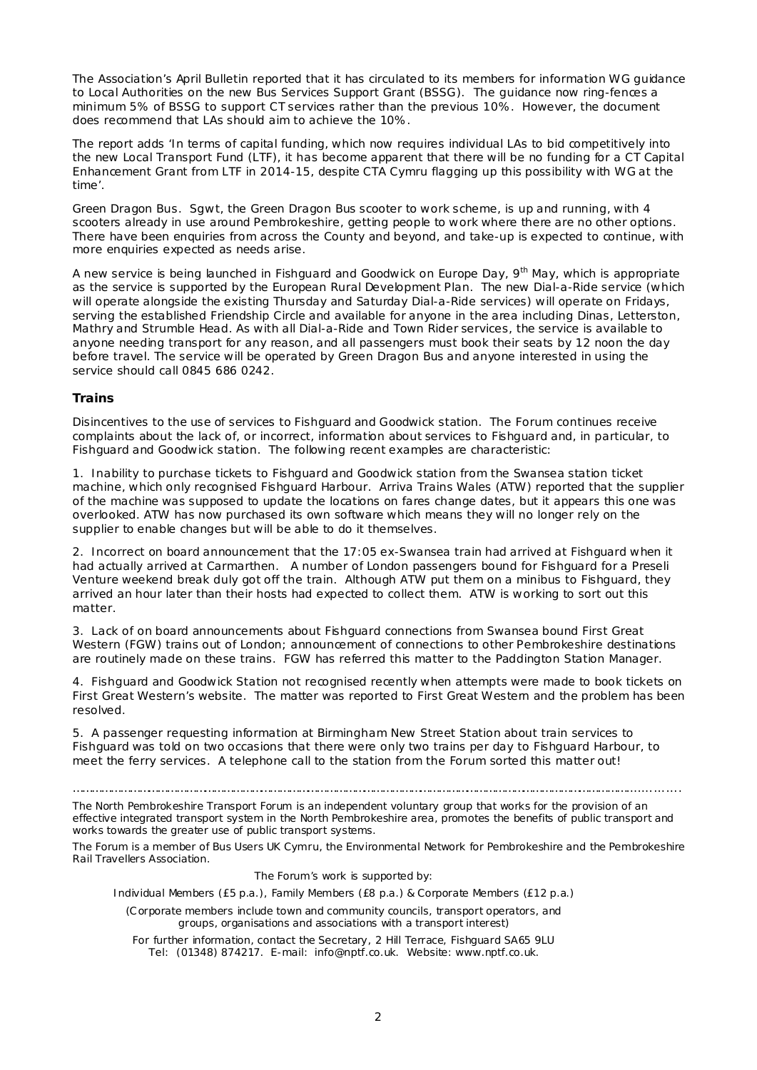The Association's April Bulletin reported that it has circulated to its members for information WG guidance to Local Authorities on the new Bus Services Support Grant (BSSG). The guidance now ring-fences a minimum 5% of BSSG to support CT services rather than the previous 10%. However, the document does recommend that LAs should aim to achieve the 10%.

The report adds 'In terms of capital funding, which now requires individual LAs to bid competitively into the new Local Transport Fund (LTF), it has become apparent that there will be no funding for a CT Capital Enhancement Grant from LTF in 2014-15, despite CTA Cymru flagging up this possibility with WG at the time'.

Green Dragon Bus. Sgwt, the Green Dragon Bus scooter to work scheme, is up and running, with 4 scooters already in use around Pembrokeshire, getting people to work where there are no other options. There have been enquiries from across the County and beyond, and take-up is expected to continue, with more enquiries expected as needs arise.

A new service is being launched in Fishguard and Goodwick on Europe Day, 9th May, which is appropriate as the service is supported by the European Rural Development Plan. The new Dial-a-Ride service (which will operate alongside the existing Thursday and Saturday Dial-a-Ride services) will operate on Fridays, serving the established Friendship Circle and available for anyone in the area including Dinas, Letterston, Mathry and Strumble Head. As with all Dial-a-Ride and Town Rider services, the service is available to anyone needing transport for any reason, and all passengers must book their seats by 12 noon the day before travel. The service will be operated by Green Dragon Bus and anyone interested in using the service should call 0845 686 0242.

## Trains

Disincentives to the use of services to Fishguard and Goodwick station. The Forum continues receive complaints about the lack of, or incorrect, information about services to Fishguard and, in particular, to Fishguard and Goodwick station. The following recent examples are characteristic:

1. Inability to purchase tickets to Fishguard and Goodwick station from the Swansea station ticket machine, which only recognised Fishguard Harbour. Arriva Trains Wales (ATW) reported that the supplier of the machine was supposed to update the locations on fares change dates, but it appears this one was overlooked. ATW has now purchased its own software which means they will no longer rely on the supplier to enable changes but will be able to do it themselves.

2. Incorrect on board announcement that the 17:05 ex-Swansea train had arrived at Fishguard when it had actually arrived at Carmarthen. A number of London passengers bound for Fishguard for a Preseli Venture weekend break duly got off the train. Although ATW put them on a minibus to Fishguard, they arrived an hour later than their hosts had expected to collect them. ATW is working to sort out this matter.

3. Lack of on board announcements about Fishguard connections from Swansea bound First Great Western (FGW) trains out of London; announcement of connections to other Pembrokeshire destinations are routinely made on these trains. FGW has referred this matter to the Paddington Station Manager.

4. Fishguard and Goodwick Station not recognised recently when attempts were made to book tickets on First Great Western's website. The matter was reported to First Great Western and the problem has been resolved.

5. A passenger requesting information at Birmingham New Street Station about train services to Fishguard was told on two occasions that there were only two trains per day to Fishguard Harbour, to meet the ferry services. A telephone call to the station from the Forum sorted this matter out!

---

*The North Pembrokeshire Transport Forum is an independent voluntary group that works for the provision of an effective integrated transport system in the North Pembrokeshire area, promotes the benefits of public transport and works towards the greater use of public transport systems.*

*The Forum is a member of Bus Users UK Cymru, the Environmental Network for Pembrokeshire and the Pembrokeshire Rail Travellers Association.*

*The Forum's work is supported by:*

*Individual Members (£5 p.a.), Family Members (£8 p.a.) & Corporate Members (£12 p.a.)*

*(Corporate members include town and community councils, transport operators, and groups, organisations and associations with a transport interest)*

*For further information, contact the Secretary, 2 Hill Terrace, Fishguard SA65 9LU*
*Tel: (01348) 874217. E-mail: info@nptf.co.uk. Website: www.nptf.co.uk.*